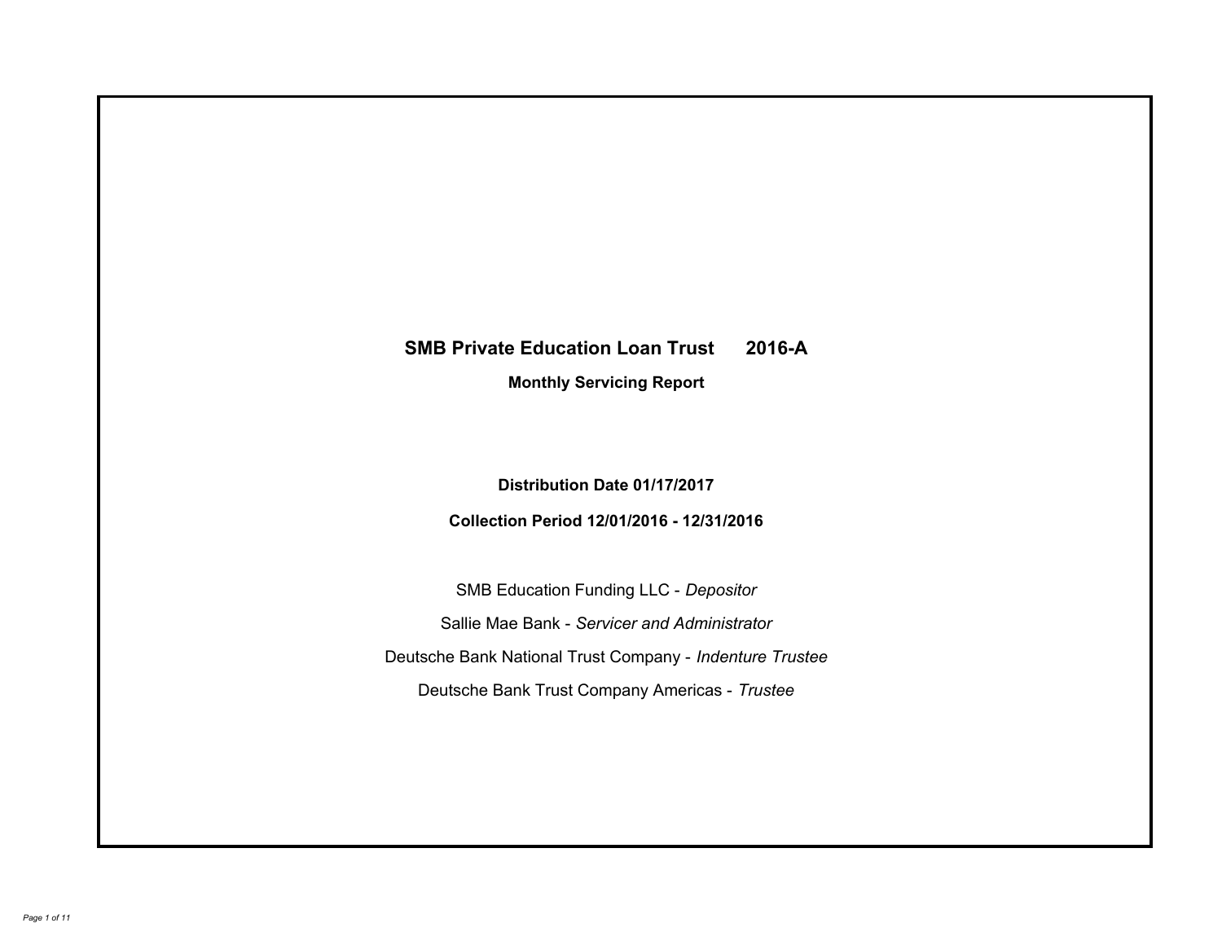# SMB Private Education Loan Trust 2016-A

## Monthly Servicing Report

**Distribution Date 01/17/2017**

**Collection Period 12/01/2016 - 12/31/2016**

SMB Education Funding LLC - *Depositor*

Sallie Mae Bank - *Servicer and Administrator*

Deutsche Bank National Trust Company - *Indenture Trustee*

Deutsche Bank Trust Company Americas - *Trustee*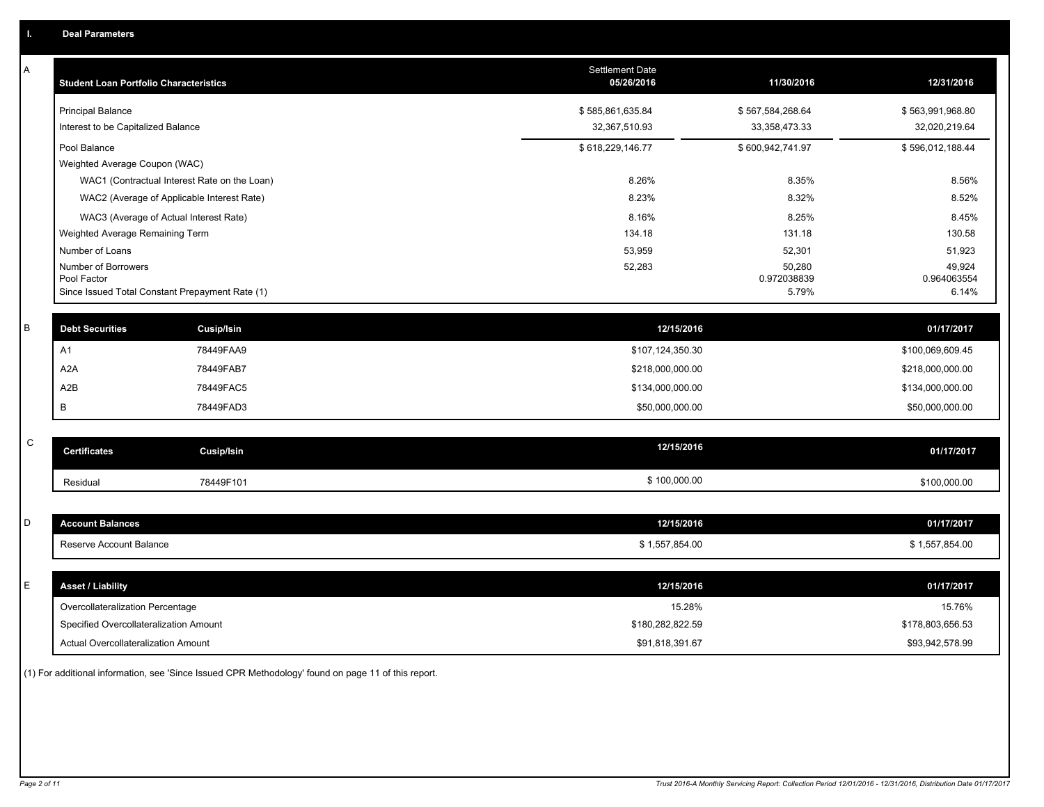## I. Deal Parameters

### A

| Student Loan Portfolio Characteristics | Settlement Date 05/26/2016 | 11/30/2016 | 12/31/2016 |
|---|---|---|---|
| Principal Balance | $ 585,861,635.84 | $ 567,584,268.64 | $ 563,991,968.80 |
| Interest to be Capitalized Balance | 32,367,510.93 | 33,358,473.33 | 32,020,219.64 |
| Pool Balance | $ 618,229,146.77 | $ 600,942,741.97 | $ 596,012,188.44 |
| Weighted Average Coupon (WAC) | | | |
| WAC1 (Contractual Interest Rate on the Loan) | 8.26% | 8.35% | 8.56% |
| WAC2 (Average of Applicable Interest Rate) | 8.23% | 8.32% | 8.52% |
| WAC3 (Average of Actual Interest Rate) | 8.16% | 8.25% | 8.45% |
| Weighted Average Remaining Term | 134.18 | 131.18 | 130.58 |
| Number of Loans | 53,959 | 52,301 | 51,923 |
| Number of Borrowers | 52,283 | 50,280 | 49,924 |
| Pool Factor | | 0.972038839 | 0.964063554 |
| Since Issued Total Constant Prepayment Rate (1) | | 5.79% | 6.14% |

### B

| Debt Securities | Cusip/Isin | 12/15/2016 | 01/17/2017 |
|---|---|---|---|
| A1 | 78449FAA9 | $107,124,350.30 | $100,069,609.45 |
| A2A | 78449FAB7 | $218,000,000.00 | $218,000,000.00 |
| A2B | 78449FAC5 | $134,000,000.00 | $134,000,000.00 |
| B | 78449FAD3 | $50,000,000.00 | $50,000,000.00 |

### C

| Certificates | Cusip/Isin | 12/15/2016 | 01/17/2017 |
|---|---|---|---|
| Residual | 78449F101 | $ 100,000.00 | $100,000.00 |

### D

| Account Balances | 12/15/2016 | 01/17/2017 |
|---|---|---|
| Reserve Account Balance | $ 1,557,854.00 | $ 1,557,854.00 |

### E

| Asset / Liability | 12/15/2016 | 01/17/2017 |
|---|---|---|
| Overcollateralization Percentage | 15.28% | 15.76% |
| Specified Overcollateralization Amount | $180,282,822.59 | $178,803,656.53 |
| Actual Overcollateralization Amount | $91,818,391.67 | $93,942,578.99 |

(1) For additional information, see 'Since Issued CPR Methodology' found on page 11 of this report.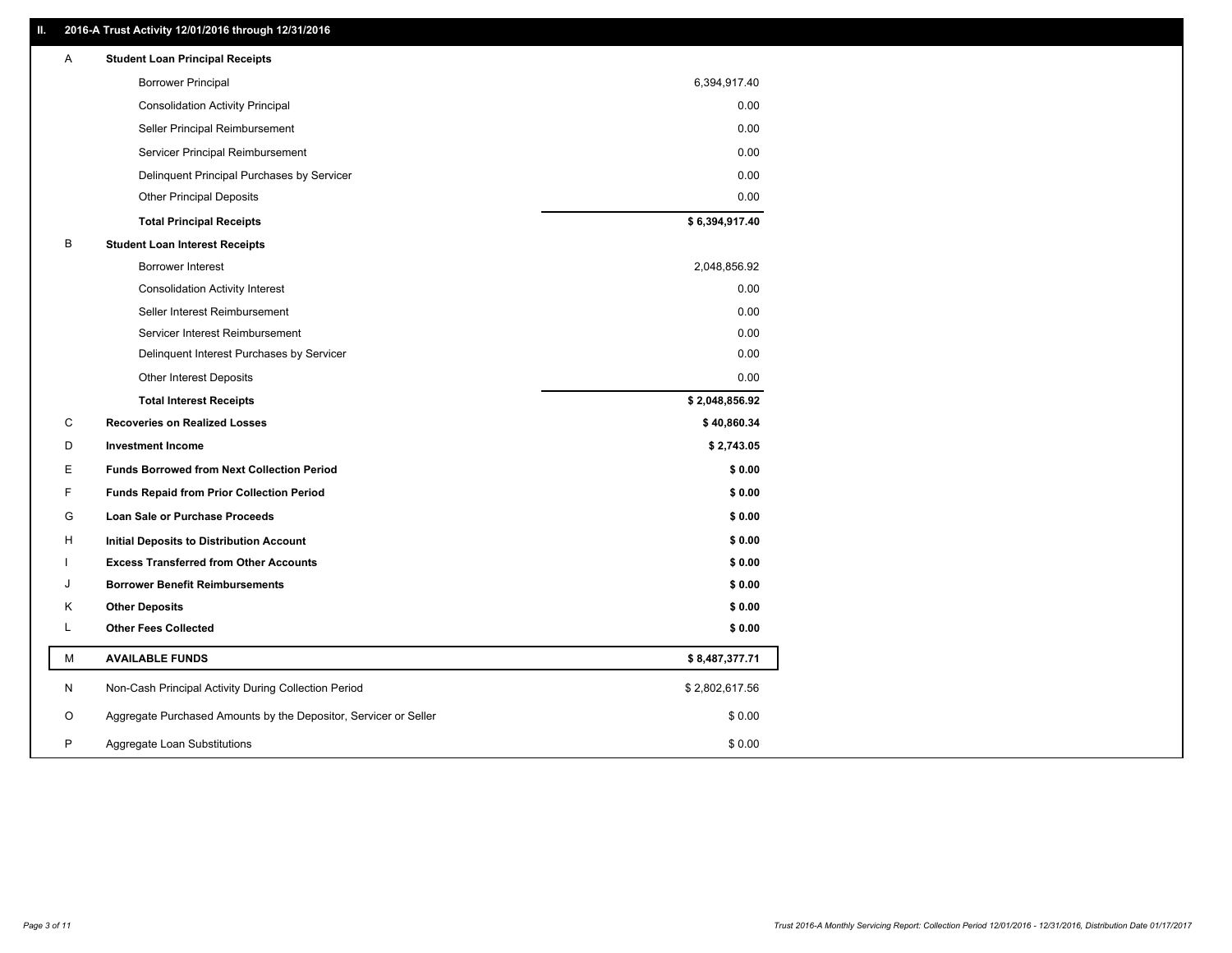## II. 2016-A Trust Activity 12/01/2016 through 12/31/2016

| | | |
|---|---|---|
| A | **Student Loan Principal Receipts** | |
| | Borrower Principal | 6,394,917.40 |
| | Consolidation Activity Principal | 0.00 |
| | Seller Principal Reimbursement | 0.00 |
| | Servicer Principal Reimbursement | 0.00 |
| | Delinquent Principal Purchases by Servicer | 0.00 |
| | Other Principal Deposits | 0.00 |
| | **Total Principal Receipts** | **$ 6,394,917.40** |
| B | **Student Loan Interest Receipts** | |
| | Borrower Interest | 2,048,856.92 |
| | Consolidation Activity Interest | 0.00 |
| | Seller Interest Reimbursement | 0.00 |
| | Servicer Interest Reimbursement | 0.00 |
| | Delinquent Interest Purchases by Servicer | 0.00 |
| | Other Interest Deposits | 0.00 |
| | **Total Interest Receipts** | **$ 2,048,856.92** |
| C | **Recoveries on Realized Losses** | **$ 40,860.34** |
| D | **Investment Income** | **$ 2,743.05** |
| E | **Funds Borrowed from Next Collection Period** | **$ 0.00** |
| F | **Funds Repaid from Prior Collection Period** | **$ 0.00** |
| G | **Loan Sale or Purchase Proceeds** | **$ 0.00** |
| H | **Initial Deposits to Distribution Account** | **$ 0.00** |
| I | **Excess Transferred from Other Accounts** | **$ 0.00** |
| J | **Borrower Benefit Reimbursements** | **$ 0.00** |
| K | **Other Deposits** | **$ 0.00** |
| L | **Other Fees Collected** | **$ 0.00** |
| M | **AVAILABLE FUNDS** | **$ 8,487,377.71** |
| N | Non-Cash Principal Activity During Collection Period | $ 2,802,617.56 |
| O | Aggregate Purchased Amounts by the Depositor, Servicer or Seller | $ 0.00 |
| P | Aggregate Loan Substitutions | $ 0.00 |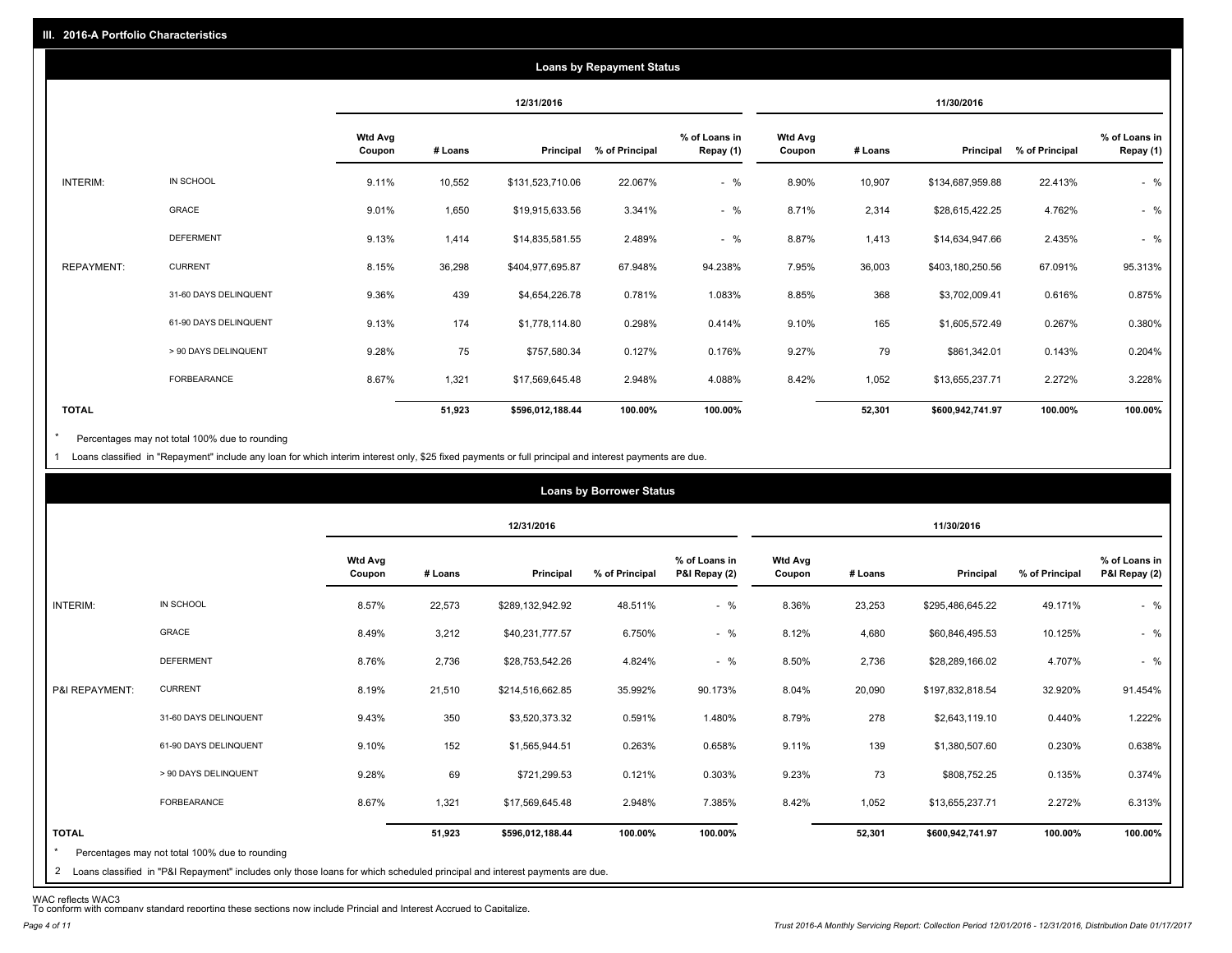## III. 2016-A Portfolio Characteristics

### Loans by Repayment Status

| | | 12/31/2016 | | | | | 11/30/2016 | | | | |
|---|---|---|---|---|---|---|---|---|---|---|---|
| | | Wtd Avg Coupon | # Loans | Principal | % of Principal | % of Loans in Repay (1) | Wtd Avg Coupon | # Loans | Principal | % of Principal | % of Loans in Repay (1) |
| INTERIM: | IN SCHOOL | 9.11% | 10,552 | $131,523,710.06 | 22.067% | - % | 8.90% | 10,907 | $134,687,959.88 | 22.413% | - % |
| | GRACE | 9.01% | 1,650 | $19,915,633.56 | 3.341% | - % | 8.71% | 2,314 | $28,615,422.25 | 4.762% | - % |
| | DEFERMENT | 9.13% | 1,414 | $14,835,581.55 | 2.489% | - % | 8.87% | 1,413 | $14,634,947.66 | 2.435% | - % |
| REPAYMENT: | CURRENT | 8.15% | 36,298 | $404,977,695.87 | 67.948% | 94.238% | 7.95% | 36,003 | $403,180,250.56 | 67.091% | 95.313% |
| | 31-60 DAYS DELINQUENT | 9.36% | 439 | $4,654,226.78 | 0.781% | 1.083% | 8.85% | 368 | $3,702,009.41 | 0.616% | 0.875% |
| | 61-90 DAYS DELINQUENT | 9.13% | 174 | $1,778,114.80 | 0.298% | 0.414% | 9.10% | 165 | $1,605,572.49 | 0.267% | 0.380% |
| | > 90 DAYS DELINQUENT | 9.28% | 75 | $757,580.34 | 0.127% | 0.176% | 9.27% | 79 | $861,342.01 | 0.143% | 0.204% |
| | FORBEARANCE | 8.67% | 1,321 | $17,569,645.48 | 2.948% | 4.088% | 8.42% | 1,052 | $13,655,237.71 | 2.272% | 3.228% |
| **TOTAL** | | | **51,923** | **$596,012,188.44** | **100.00%** | **100.00%** | | **52,301** | **$600,942,741.97** | **100.00%** | **100.00%** |

* Percentages may not total 100% due to rounding

1 Loans classified in "Repayment" include any loan for which interim interest only, $25 fixed payments or full principal and interest payments are due.

### Loans by Borrower Status

| | | 12/31/2016 | | | | | 11/30/2016 | | | | |
|---|---|---|---|---|---|---|---|---|---|---|---|
| | | Wtd Avg Coupon | # Loans | Principal | % of Principal | % of Loans in P&I Repay (2) | Wtd Avg Coupon | # Loans | Principal | % of Principal | % of Loans in P&I Repay (2) |
| INTERIM: | IN SCHOOL | 8.57% | 22,573 | $289,132,942.92 | 48.511% | - % | 8.36% | 23,253 | $295,486,645.22 | 49.171% | - % |
| | GRACE | 8.49% | 3,212 | $40,231,777.57 | 6.750% | - % | 8.12% | 4,680 | $60,846,495.53 | 10.125% | - % |
| | DEFERMENT | 8.76% | 2,736 | $28,753,542.26 | 4.824% | - % | 8.50% | 2,736 | $28,289,166.02 | 4.707% | - % |
| P&I REPAYMENT: | CURRENT | 8.19% | 21,510 | $214,516,662.85 | 35.992% | 90.173% | 8.04% | 20,090 | $197,832,818.54 | 32.920% | 91.454% |
| | 31-60 DAYS DELINQUENT | 9.43% | 350 | $3,520,373.32 | 0.591% | 1.480% | 8.79% | 278 | $2,643,119.10 | 0.440% | 1.222% |
| | 61-90 DAYS DELINQUENT | 9.10% | 152 | $1,565,944.51 | 0.263% | 0.658% | 9.11% | 139 | $1,380,507.60 | 0.230% | 0.638% |
| | > 90 DAYS DELINQUENT | 9.28% | 69 | $721,299.53 | 0.121% | 0.303% | 9.23% | 73 | $808,752.25 | 0.135% | 0.374% |
| | FORBEARANCE | 8.67% | 1,321 | $17,569,645.48 | 2.948% | 7.385% | 8.42% | 1,052 | $13,655,237.71 | 2.272% | 6.313% |
| **TOTAL** | | | **51,923** | **$596,012,188.44** | **100.00%** | **100.00%** | | **52,301** | **$600,942,741.97** | **100.00%** | **100.00%** |

* Percentages may not total 100% due to rounding

2 Loans classified in "P&I Repayment" includes only those loans for which scheduled principal and interest payments are due.

WAC reflects WAC3

To conform with company standard reporting these sections now include Princial and Interest Accrued to Capitalize.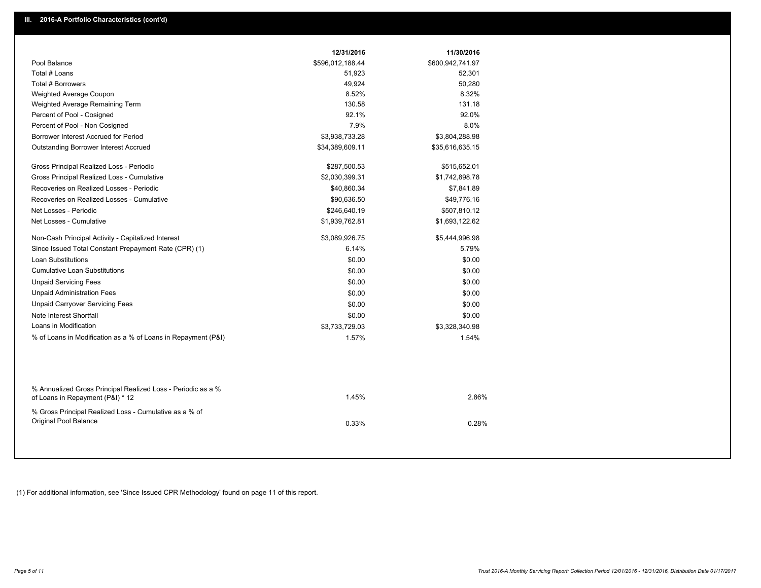## III. 2016-A Portfolio Characteristics (cont'd)

| | 12/31/2016 | 11/30/2016 |
|---|---|---|
| Pool Balance | $596,012,188.44 | $600,942,741.97 |
| Total # Loans | 51,923 | 52,301 |
| Total # Borrowers | 49,924 | 50,280 |
| Weighted Average Coupon | 8.52% | 8.32% |
| Weighted Average Remaining Term | 130.58 | 131.18 |
| Percent of Pool - Cosigned | 92.1% | 92.0% |
| Percent of Pool - Non Cosigned | 7.9% | 8.0% |
| Borrower Interest Accrued for Period | $3,938,733.28 | $3,804,288.98 |
| Outstanding Borrower Interest Accrued | $34,389,609.11 | $35,616,635.15 |
| Gross Principal Realized Loss - Periodic | $287,500.53 | $515,652.01 |
| Gross Principal Realized Loss - Cumulative | $2,030,399.31 | $1,742,898.78 |
| Recoveries on Realized Losses - Periodic | $40,860.34 | $7,841.89 |
| Recoveries on Realized Losses - Cumulative | $90,636.50 | $49,776.16 |
| Net Losses - Periodic | $246,640.19 | $507,810.12 |
| Net Losses - Cumulative | $1,939,762.81 | $1,693,122.62 |
| Non-Cash Principal Activity - Capitalized Interest | $3,089,926.75 | $5,444,996.98 |
| Since Issued Total Constant Prepayment Rate (CPR) (1) | 6.14% | 5.79% |
| Loan Substitutions | $0.00 | $0.00 |
| Cumulative Loan Substitutions | $0.00 | $0.00 |
| Unpaid Servicing Fees | $0.00 | $0.00 |
| Unpaid Administration Fees | $0.00 | $0.00 |
| Unpaid Carryover Servicing Fees | $0.00 | $0.00 |
| Note Interest Shortfall | $0.00 | $0.00 |
| Loans in Modification | $3,733,729.03 | $3,328,340.98 |
| % of Loans in Modification as a % of Loans in Repayment (P&I) | 1.57% | 1.54% |
| % Annualized Gross Principal Realized Loss - Periodic as a % of Loans in Repayment (P&I) * 12 | 1.45% | 2.86% |
| % Gross Principal Realized Loss - Cumulative as a % of Original Pool Balance | 0.33% | 0.28% |

(1) For additional information, see 'Since Issued CPR Methodology' found on page 11 of this report.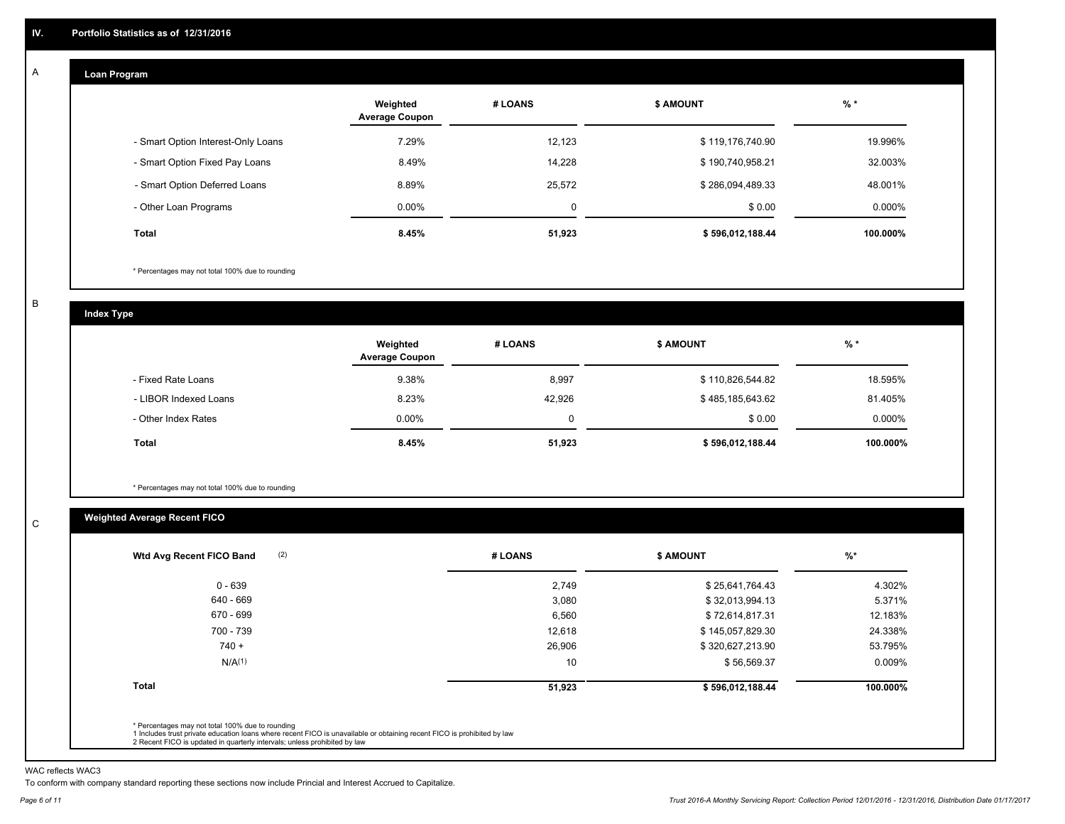## IV. Portfolio Statistics as of 12/31/2016

### A Loan Program

| | Weighted Average Coupon | # LOANS | $ AMOUNT | % * |
|---|---|---|---|---|
| - Smart Option Interest-Only Loans | 7.29% | 12,123 | $ 119,176,740.90 | 19.996% |
| - Smart Option Fixed Pay Loans | 8.49% | 14,228 | $ 190,740,958.21 | 32.003% |
| - Smart Option Deferred Loans | 8.89% | 25,572 | $ 286,094,489.33 | 48.001% |
| - Other Loan Programs | 0.00% | 0 | $ 0.00 | 0.000% |
| **Total** | **8.45%** | **51,923** | **$ 596,012,188.44** | **100.000%** |

* Percentages may not total 100% due to rounding

### B Index Type

| | Weighted Average Coupon | # LOANS | $ AMOUNT | % * |
|---|---|---|---|---|
| - Fixed Rate Loans | 9.38% | 8,997 | $ 110,826,544.82 | 18.595% |
| - LIBOR Indexed Loans | 8.23% | 42,926 | $ 485,185,643.62 | 81.405% |
| - Other Index Rates | 0.00% | 0 | $ 0.00 | 0.000% |
| **Total** | **8.45%** | **51,923** | **$ 596,012,188.44** | **100.000%** |

* Percentages may not total 100% due to rounding

### C Weighted Average Recent FICO

| Wtd Avg Recent FICO Band (2) | # LOANS | $ AMOUNT | %* |
|---|---|---|---|
| 0 - 639 | 2,749 | $ 25,641,764.43 | 4.302% |
| 640 - 669 | 3,080 | $ 32,013,994.13 | 5.371% |
| 670 - 699 | 6,560 | $ 72,614,817.31 | 12.183% |
| 700 - 739 | 12,618 | $ 145,057,829.30 | 24.338% |
| 740 + | 26,906 | $ 320,627,213.90 | 53.795% |
| N/A(1) | 10 | $ 56,569.37 | 0.009% |
| **Total** | **51,923** | **$ 596,012,188.44** | **100.000%** |

* Percentages may not total 100% due to rounding
1 Includes trust private education loans where recent FICO is unavailable or obtaining recent FICO is prohibited by law
2 Recent FICO is updated in quarterly intervals; unless prohibited by law

WAC reflects WAC3

To conform with company standard reporting these sections now include Princial and Interest Accrued to Capitalize.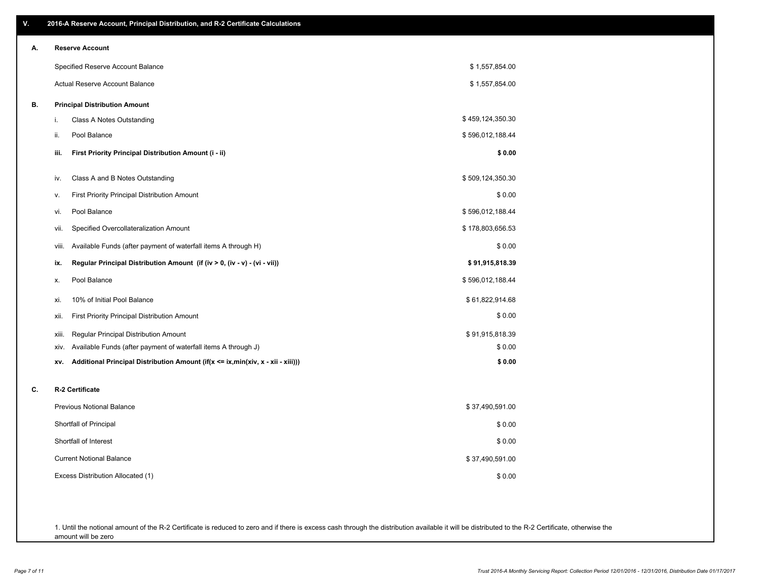## V. 2016-A Reserve Account, Principal Distribution, and R-2 Certificate Calculations

### A. Reserve Account

| | |
|---|---|
| Specified Reserve Account Balance | $ 1,557,854.00 |
| Actual Reserve Account Balance | $ 1,557,854.00 |

### B. Principal Distribution Amount

| | | |
|---|---|---|
| i. | Class A Notes Outstanding | $ 459,124,350.30 |
| ii. | Pool Balance | $ 596,012,188.44 |
| **iii.** | **First Priority Principal Distribution Amount (i - ii)** | **$ 0.00** |
| iv. | Class A and B Notes Outstanding | $ 509,124,350.30 |
| v. | First Priority Principal Distribution Amount | $ 0.00 |
| vi. | Pool Balance | $ 596,012,188.44 |
| vii. | Specified Overcollateralization Amount | $ 178,803,656.53 |
| viii. | Available Funds (after payment of waterfall items A through H) | $ 0.00 |
| **ix.** | **Regular Principal Distribution Amount (if (iv > 0, (iv - v) - (vi - vii))** | **$ 91,915,818.39** |
| x. | Pool Balance | $ 596,012,188.44 |
| xi. | 10% of Initial Pool Balance | $ 61,822,914.68 |
| xii. | First Priority Principal Distribution Amount | $ 0.00 |
| xiii. | Regular Principal Distribution Amount | $ 91,915,818.39 |
| xiv. | Available Funds (after payment of waterfall items A through J) | $ 0.00 |
| **xv.** | **Additional Principal Distribution Amount (if(x <= ix,min(xiv, x - xii - xiii)))** | **$ 0.00** |

### C. R-2 Certificate

| | |
|---|---|
| Previous Notional Balance | $ 37,490,591.00 |
| Shortfall of Principal | $ 0.00 |
| Shortfall of Interest | $ 0.00 |
| Current Notional Balance | $ 37,490,591.00 |
| Excess Distribution Allocated (1) | $ 0.00 |

1. Until the notional amount of the R-2 Certificate is reduced to zero and if there is excess cash through the distribution available it will be distributed to the R-2 Certificate, otherwise the amount will be zero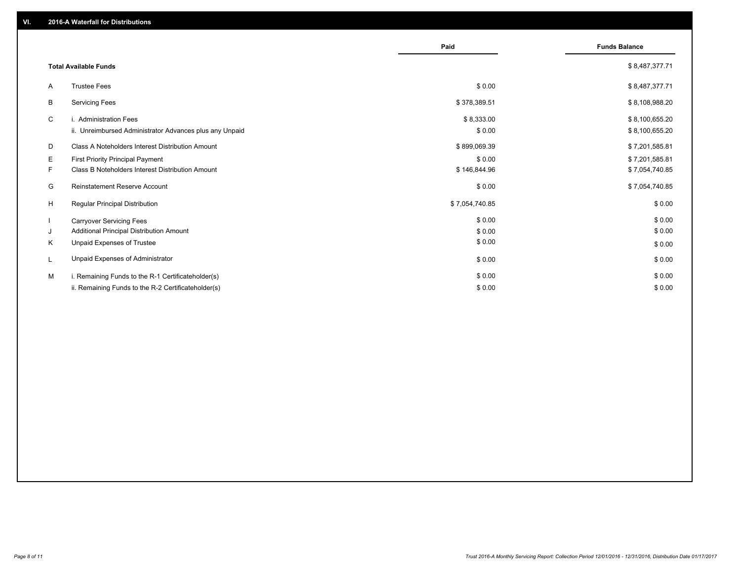## VI. 2016-A Waterfall for Distributions

| | | Paid | Funds Balance |
|---|---|---|---|
| | **Total Available Funds** | | $ 8,487,377.71 |
| A | Trustee Fees | $ 0.00 | $ 8,487,377.71 |
| B | Servicing Fees | $ 378,389.51 | $ 8,108,988.20 |
| C | i. Administration Fees | $ 8,333.00 | $ 8,100,655.20 |
| | ii. Unreimbursed Administrator Advances plus any Unpaid | $ 0.00 | $ 8,100,655.20 |
| D | Class A Noteholders Interest Distribution Amount | $ 899,069.39 | $ 7,201,585.81 |
| E | First Priority Principal Payment | $ 0.00 | $ 7,201,585.81 |
| F | Class B Noteholders Interest Distribution Amount | $ 146,844.96 | $ 7,054,740.85 |
| G | Reinstatement Reserve Account | $ 0.00 | $ 7,054,740.85 |
| H | Regular Principal Distribution | $ 7,054,740.85 | $ 0.00 |
| I | Carryover Servicing Fees | $ 0.00 | $ 0.00 |
| J | Additional Principal Distribution Amount | $ 0.00 | $ 0.00 |
| K | Unpaid Expenses of Trustee | $ 0.00 | $ 0.00 |
| L | Unpaid Expenses of Administrator | $ 0.00 | $ 0.00 |
| M | i. Remaining Funds to the R-1 Certificateholder(s) | $ 0.00 | $ 0.00 |
| | ii. Remaining Funds to the R-2 Certificateholder(s) | $ 0.00 | $ 0.00 |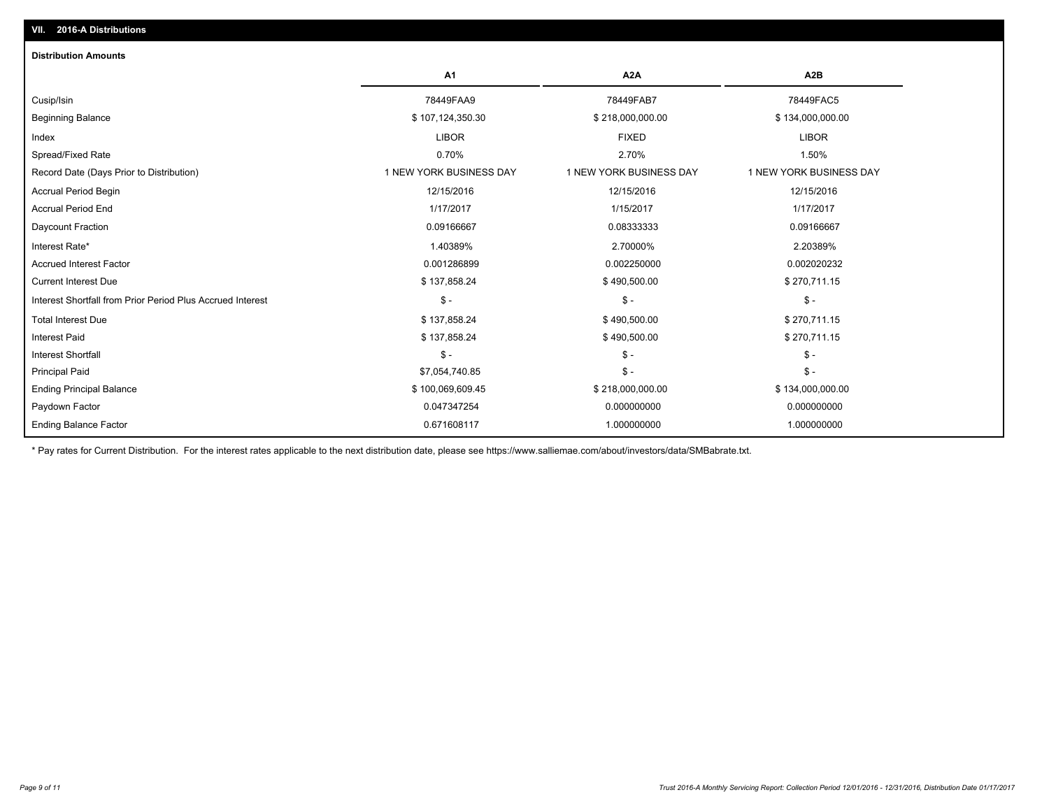## VII. 2016-A Distributions

### Distribution Amounts

| | A1 | A2A | A2B |
|---|---|---|---|
| Cusip/Isin | 78449FAA9 | 78449FAB7 | 78449FAC5 |
| Beginning Balance | $ 107,124,350.30 | $ 218,000,000.00 | $ 134,000,000.00 |
| Index | LIBOR | FIXED | LIBOR |
| Spread/Fixed Rate | 0.70% | 2.70% | 1.50% |
| Record Date (Days Prior to Distribution) | 1 NEW YORK BUSINESS DAY | 1 NEW YORK BUSINESS DAY | 1 NEW YORK BUSINESS DAY |
| Accrual Period Begin | 12/15/2016 | 12/15/2016 | 12/15/2016 |
| Accrual Period End | 1/17/2017 | 1/15/2017 | 1/17/2017 |
| Daycount Fraction | 0.09166667 | 0.08333333 | 0.09166667 |
| Interest Rate* | 1.40389% | 2.70000% | 2.20389% |
| Accrued Interest Factor | 0.001286899 | 0.002250000 | 0.002020232 |
| Current Interest Due | $ 137,858.24 | $ 490,500.00 | $ 270,711.15 |
| Interest Shortfall from Prior Period Plus Accrued Interest | $ - | $ - | $ - |
| Total Interest Due | $ 137,858.24 | $ 490,500.00 | $ 270,711.15 |
| Interest Paid | $ 137,858.24 | $ 490,500.00 | $ 270,711.15 |
| Interest Shortfall | $ - | $ - | $ - |
| Principal Paid | $7,054,740.85 | $ - | $ - |
| Ending Principal Balance | $ 100,069,609.45 | $ 218,000,000.00 | $ 134,000,000.00 |
| Paydown Factor | 0.047347254 | 0.000000000 | 0.000000000 |
| Ending Balance Factor | 0.671608117 | 1.000000000 | 1.000000000 |

\* Pay rates for Current Distribution. For the interest rates applicable to the next distribution date, please see https://www.salliemae.com/about/investors/data/SMBabrate.txt.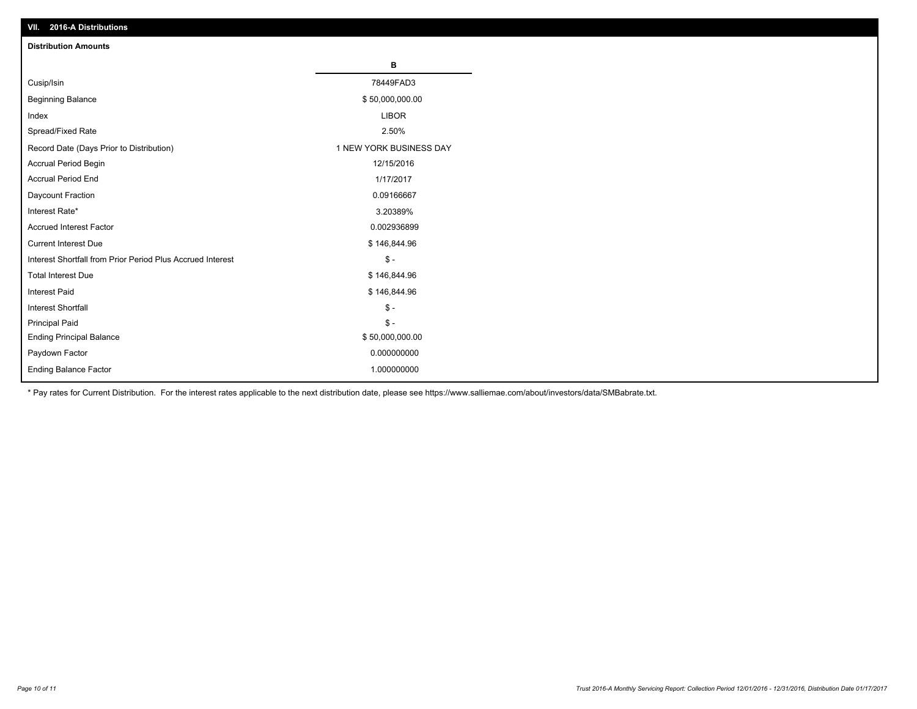## VII. 2016-A Distributions

### Distribution Amounts

| | B |
|---|---|
| Cusip/Isin | 78449FAD3 |
| Beginning Balance | $ 50,000,000.00 |
| Index | LIBOR |
| Spread/Fixed Rate | 2.50% |
| Record Date (Days Prior to Distribution) | 1 NEW YORK BUSINESS DAY |
| Accrual Period Begin | 12/15/2016 |
| Accrual Period End | 1/17/2017 |
| Daycount Fraction | 0.09166667 |
| Interest Rate* | 3.20389% |
| Accrued Interest Factor | 0.002936899 |
| Current Interest Due | $ 146,844.96 |
| Interest Shortfall from Prior Period Plus Accrued Interest | $ - |
| Total Interest Due | $ 146,844.96 |
| Interest Paid | $ 146,844.96 |
| Interest Shortfall | $ - |
| Principal Paid | $ - |
| Ending Principal Balance | $ 50,000,000.00 |
| Paydown Factor | 0.000000000 |
| Ending Balance Factor | 1.000000000 |

* Pay rates for Current Distribution. For the interest rates applicable to the next distribution date, please see https://www.salliemae.com/about/investors/data/SMBabrate.txt.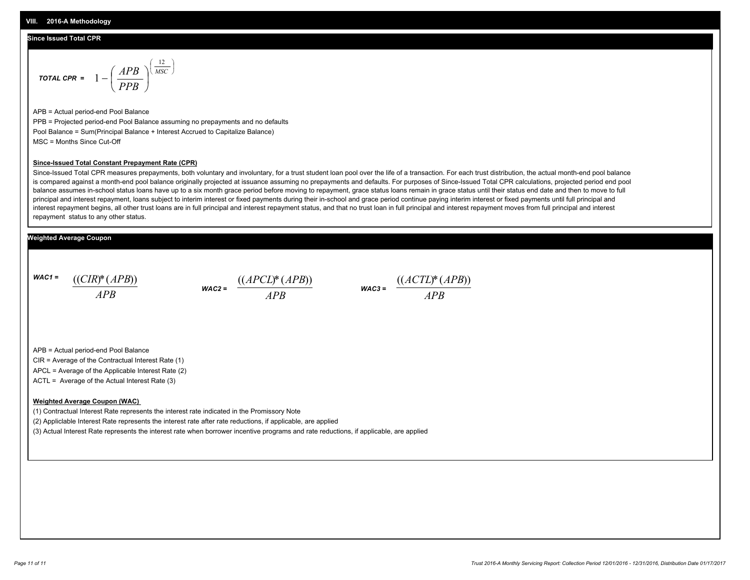## VIII. 2016-A Methodology

### Since Issued Total CPR

$$\textit{TOTAL CPR} = 1 - \left( \frac{APB}{PPB} \right)^{\left( \frac{12}{MSC} \right)}$$

APB = Actual period-end Pool Balance

PPB = Projected period-end Pool Balance assuming no prepayments and no defaults

Pool Balance = Sum(Principal Balance + Interest Accrued to Capitalize Balance)

MSC = Months Since Cut-Off

**Since-Issued Total Constant Prepayment Rate (CPR)**

Since-Issued Total CPR measures prepayments, both voluntary and involuntary, for a trust student loan pool over the life of a transaction. For each trust distribution, the actual month-end pool balance is compared against a month-end pool balance originally projected at issuance assuming no prepayments and defaults. For purposes of Since-Issued Total CPR calculations, projected period end pool balance assumes in-school status loans have up to a six month grace period before moving to repayment, grace status loans remain in grace status until their status end date and then to move to full principal and interest repayment, loans subject to interim interest or fixed payments during their in-school and grace period continue paying interim interest or fixed payments until full principal and interest repayment begins, all other trust loans are in full principal and interest repayment status, and that no trust loan in full principal and interest repayment moves from full principal and interest repayment status to any other status.

### Weighted Average Coupon

$$\textit{WAC1} = \frac{((CIR) * (APB))}{APB} \qquad \textit{WAC2} = \frac{((APCL) * (APB))}{APB} \qquad \textit{WAC3} = \frac{((ACTL) * (APB))}{APB}$$

APB = Actual period-end Pool Balance

CIR = Average of the Contractual Interest Rate (1)

APCL = Average of the Applicable Interest Rate (2)

ACTL = Average of the Actual Interest Rate (3)

**Weighted Average Coupon (WAC)**

(1) Contractual Interest Rate represents the interest rate indicated in the Promissory Note

(2) Appliclable Interest Rate represents the interest rate after rate reductions, if applicable, are applied

(3) Actual Interest Rate represents the interest rate when borrower incentive programs and rate reductions, if applicable, are applied